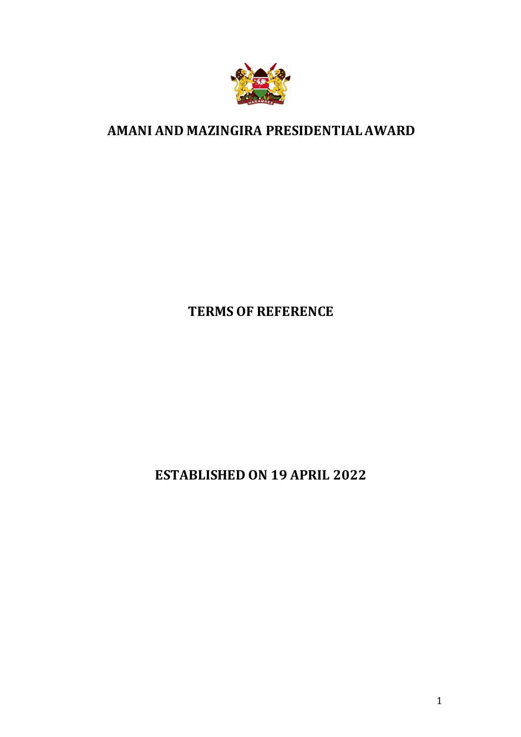# AMANI AND MAZINGIRA PRESIDENTIAL AWARD

## TERMS OF REFERENCE

## ESTABLISHED ON 19 APRIL 2022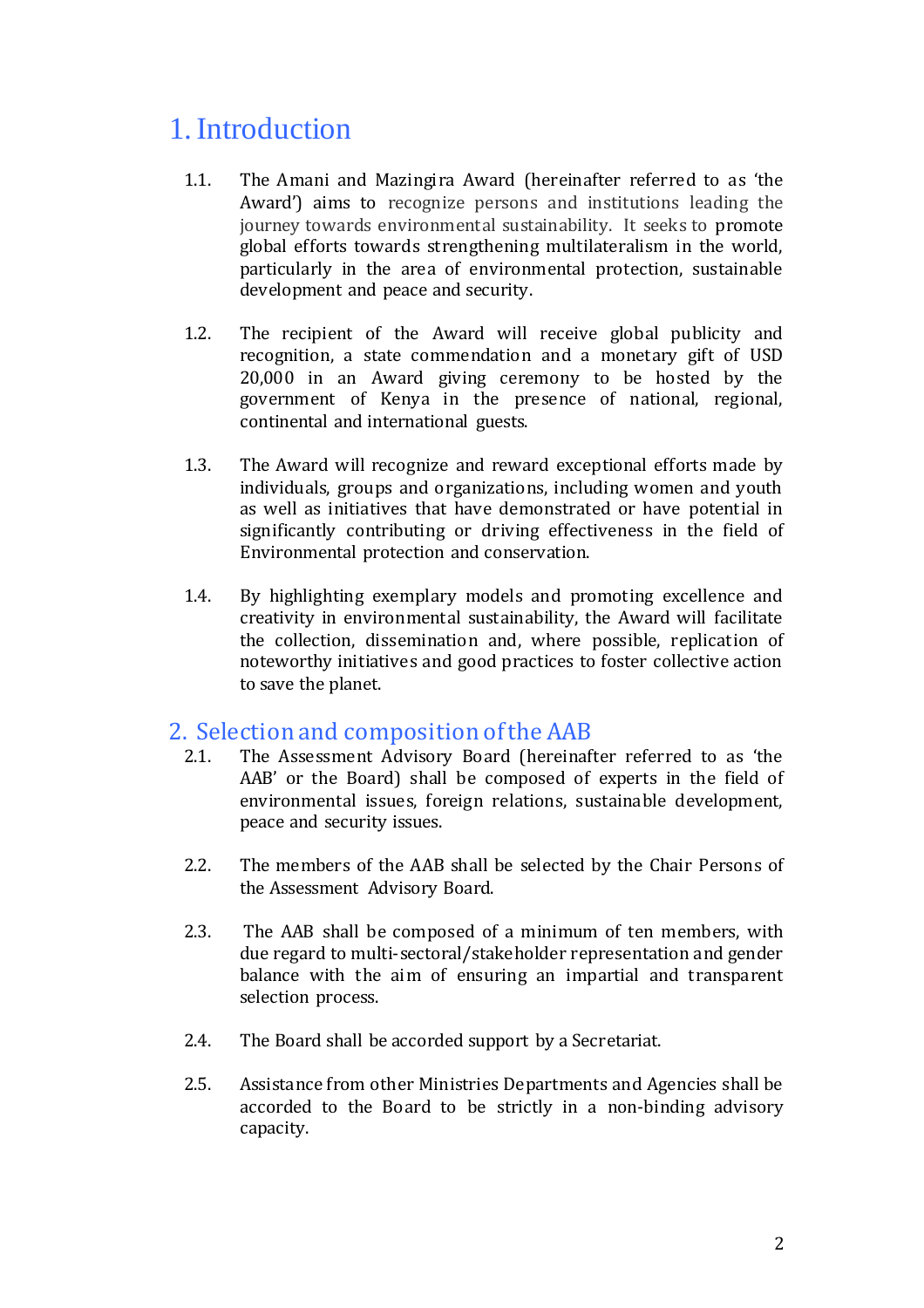# 1. Introduction

1.1. The Amani and Mazingira Award (hereinafter referred to as 'the Award') aims to recognize persons and institutions leading the journey towards environmental sustainability. It seeks to promote global efforts towards strengthening multilateralism in the world, particularly in the area of environmental protection, sustainable development and peace and security.

1.2. The recipient of the Award will receive global publicity and recognition, a state commendation and a monetary gift of USD 20,000 in an Award giving ceremony to be hosted by the government of Kenya in the presence of national, regional, continental and international guests.

1.3. The Award will recognize and reward exceptional efforts made by individuals, groups and organizations, including women and youth as well as initiatives that have demonstrated or have potential in significantly contributing or driving effectiveness in the field of Environmental protection and conservation.

1.4. By highlighting exemplary models and promoting excellence and creativity in environmental sustainability, the Award will facilitate the collection, dissemination and, where possible, replication of noteworthy initiatives and good practices to foster collective action to save the planet.

# 2. Selection and composition of the AAB

2.1. The Assessment Advisory Board (hereinafter referred to as 'the AAB' or the Board) shall be composed of experts in the field of environmental issues, foreign relations, sustainable development, peace and security issues.

2.2. The members of the AAB shall be selected by the Chair Persons of the Assessment Advisory Board.

2.3. The AAB shall be composed of a minimum of ten members, with due regard to multi-sectoral/stakeholder representation and gender balance with the aim of ensuring an impartial and transparent selection process.

2.4. The Board shall be accorded support by a Secretariat.

2.5. Assistance from other Ministries Departments and Agencies shall be accorded to the Board to be strictly in a non-binding advisory capacity.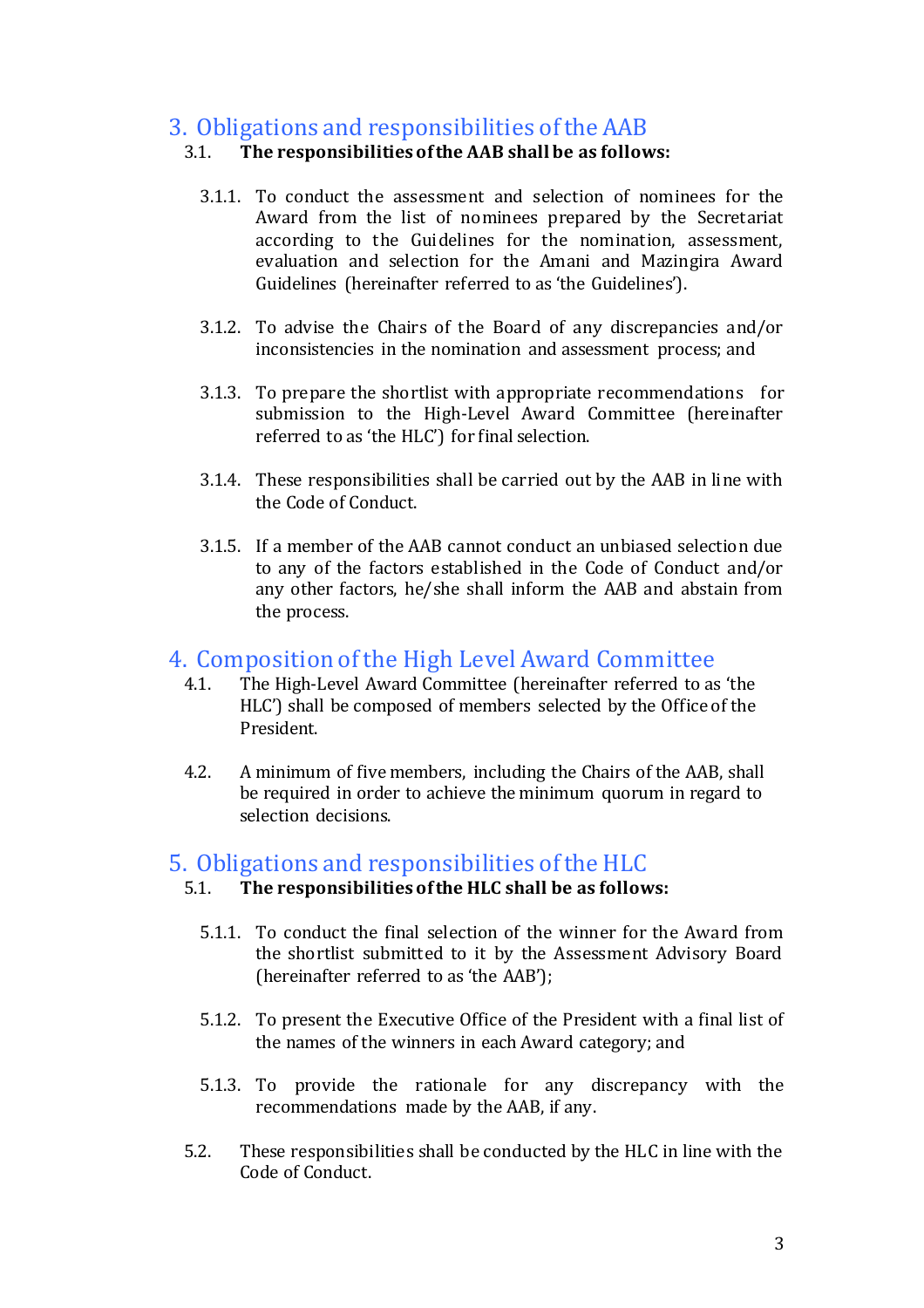## 3. Obligations and responsibilities of the AAB

3.1. **The responsibilities of the AAB shall be as follows:**

3.1.1. To conduct the assessment and selection of nominees for the Award from the list of nominees prepared by the Secretariat according to the Guidelines for the nomination, assessment, evaluation and selection for the Amani and Mazingira Award Guidelines (hereinafter referred to as 'the Guidelines').

3.1.2. To advise the Chairs of the Board of any discrepancies and/or inconsistencies in the nomination and assessment process; and

3.1.3. To prepare the shortlist with appropriate recommendations for submission to the High-Level Award Committee (hereinafter referred to as 'the HLC') for final selection.

3.1.4. These responsibilities shall be carried out by the AAB in line with the Code of Conduct.

3.1.5. If a member of the AAB cannot conduct an unbiased selection due to any of the factors established in the Code of Conduct and/or any other factors, he/she shall inform the AAB and abstain from the process.

## 4. Composition of the High Level Award Committee

4.1. The High-Level Award Committee (hereinafter referred to as 'the HLC') shall be composed of members selected by the Office of the President.

4.2. A minimum of five members, including the Chairs of the AAB, shall be required in order to achieve the minimum quorum in regard to selection decisions.

## 5. Obligations and responsibilities of the HLC

5.1. **The responsibilities of the HLC shall be as follows:**

5.1.1. To conduct the final selection of the winner for the Award from the shortlist submitted to it by the Assessment Advisory Board (hereinafter referred to as 'the AAB');

5.1.2. To present the Executive Office of the President with a final list of the names of the winners in each Award category; and

5.1.3. To provide the rationale for any discrepancy with the recommendations made by the AAB, if any.

5.2. These responsibilities shall be conducted by the HLC in line with the Code of Conduct.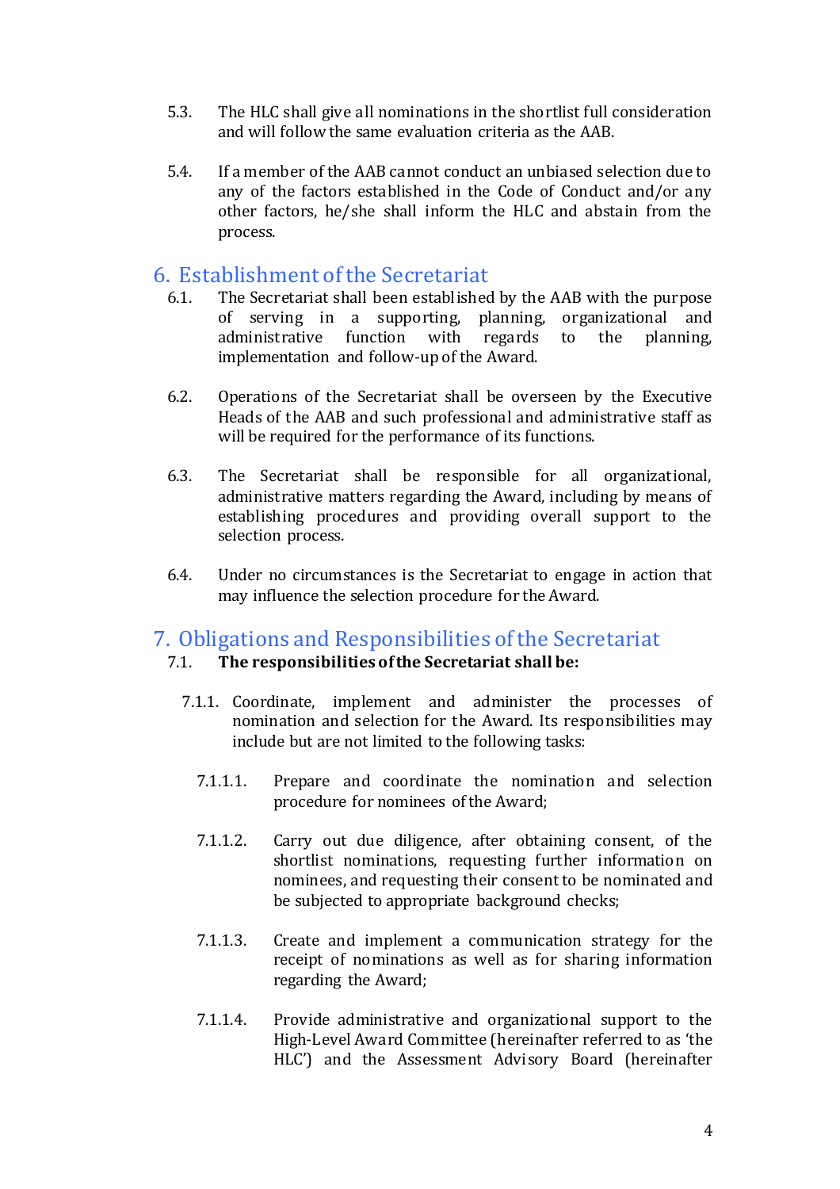5.3. The HLC shall give all nominations in the shortlist full consideration and will follow the same evaluation criteria as the AAB.

5.4. If a member of the AAB cannot conduct an unbiased selection due to any of the factors established in the Code of Conduct and/or any other factors, he/she shall inform the HLC and abstain from the process.

## 6. Establishment of the Secretariat

6.1. The Secretariat shall been established by the AAB with the purpose of serving in a supporting, planning, organizational and administrative function with regards to the planning, implementation and follow-up of the Award.

6.2. Operations of the Secretariat shall be overseen by the Executive Heads of the AAB and such professional and administrative staff as will be required for the performance of its functions.

6.3. The Secretariat shall be responsible for all organizational, administrative matters regarding the Award, including by means of establishing procedures and providing overall support to the selection process.

6.4. Under no circumstances is the Secretariat to engage in action that may influence the selection procedure for the Award.

## 7. Obligations and Responsibilities of the Secretariat

7.1. **The responsibilities of the Secretariat shall be:**

7.1.1. Coordinate, implement and administer the processes of nomination and selection for the Award. Its responsibilities may include but are not limited to the following tasks:

7.1.1.1. Prepare and coordinate the nomination and selection procedure for nominees of the Award;

7.1.1.2. Carry out due diligence, after obtaining consent, of the shortlist nominations, requesting further information on nominees, and requesting their consent to be nominated and be subjected to appropriate background checks;

7.1.1.3. Create and implement a communication strategy for the receipt of nominations as well as for sharing information regarding the Award;

7.1.1.4. Provide administrative and organizational support to the High-Level Award Committee (hereinafter referred to as 'the HLC') and the Assessment Advisory Board (hereinafter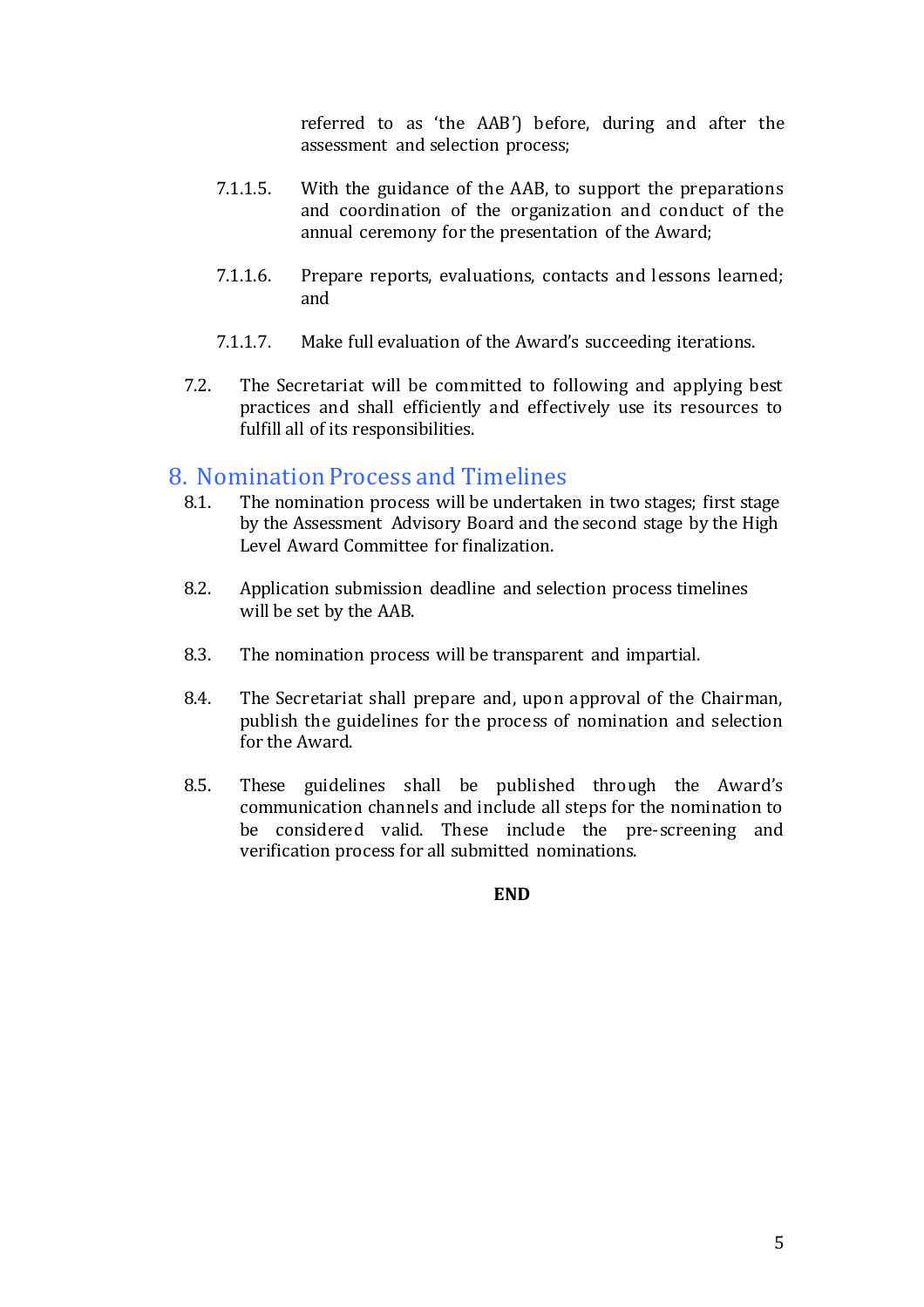referred to as 'the AAB') before, during and after the assessment and selection process;

7.1.1.5. With the guidance of the AAB, to support the preparations and coordination of the organization and conduct of the annual ceremony for the presentation of the Award;

7.1.1.6. Prepare reports, evaluations, contacts and lessons learned; and

7.1.1.7. Make full evaluation of the Award's succeeding iterations.

7.2. The Secretariat will be committed to following and applying best practices and shall efficiently and effectively use its resources to fulfill all of its responsibilities.

## 8. Nomination Process and Timelines

8.1. The nomination process will be undertaken in two stages; first stage by the Assessment Advisory Board and the second stage by the High Level Award Committee for finalization.

8.2. Application submission deadline and selection process timelines will be set by the AAB.

8.3. The nomination process will be transparent and impartial.

8.4. The Secretariat shall prepare and, upon approval of the Chairman, publish the guidelines for the process of nomination and selection for the Award.

8.5. These guidelines shall be published through the Award's communication channels and include all steps for the nomination to be considered valid. These include the pre-screening and verification process for all submitted nominations.

**END**